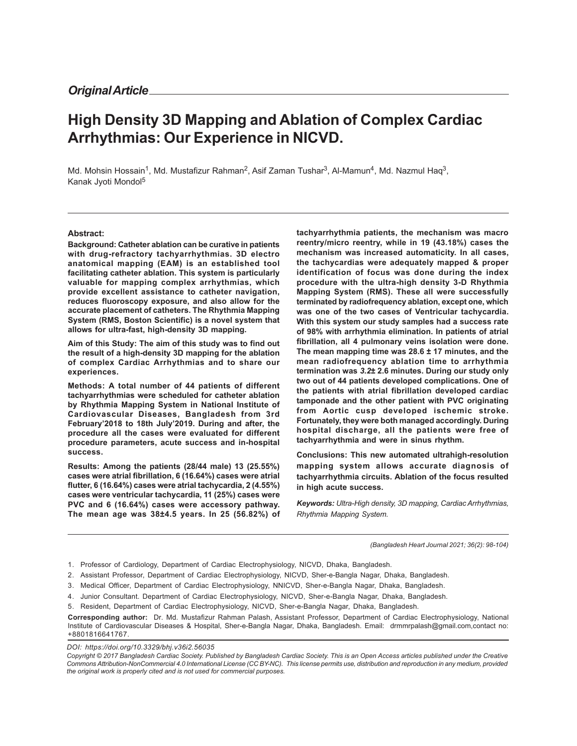*Original Article*

# High Density 3D Mapping and Ablation of Complex Cardiac Arrhythmias: Our Experience in NICVD.

Md. Mohsin Hossain[1], Md. Mustafizur Rahman[2], Asif Zaman Tushar[3], Al-Mamun[4], Md. Nazmul Haq[3], Kanak Jyoti Mondol[5]

**Abstract:**

**Background: Catheter ablation can be curative in patients with drug-refractory tachyarrhythmias. 3D electro anatomical mapping (EAM) is an established tool facilitating catheter ablation. This system is particularly valuable for mapping complex arrhythmias, which provide excellent assistance to catheter navigation, reduces fluoroscopy exposure, and also allow for the accurate placement of catheters. The Rhythmia Mapping System (RMS, Boston Scientific) is a novel system that allows for ultra-fast, high-density 3D mapping.**

**Aim of this Study: The aim of this study was to find out the result of a high-density 3D mapping for the ablation of complex Cardiac Arrhythmias and to share our experiences.**

**Methods: A total number of 44 patients of different tachyarrhythmias were scheduled for catheter ablation by Rhythmia Mapping System in National Institute of Cardiovascular Diseases, Bangladesh from 3rd February'2018 to 18th July'2019. During and after, the procedure all the cases were evaluated for different procedure parameters, acute success and in-hospital success.**

**Results: Among the patients (28/44 male) 13 (25.55%) cases were atrial fibrillation, 6 (16.64%) cases were atrial flutter, 6 (16.64%) cases were atrial tachycardia, 2 (4.55%) cases were ventricular tachycardia, 11 (25%) cases were PVC and 6 (16.64%) cases were accessory pathway. The mean age was 38±4.5 years. In 25 (56.82%) of tachyarrhythmia patients, the mechanism was macro reentry/micro reentry, while in 19 (43.18%) cases the mechanism was increased automaticity. In all cases, the tachycardias were adequately mapped & proper identification of focus was done during the index procedure with the ultra-high density 3-D Rhythmia Mapping System (RMS). These all were successfully terminated by radiofrequency ablation, except one, which was one of the two cases of Ventricular tachycardia. With this system our study samples had a success rate of 98% with arrhythmia elimination. In patients of atrial fibrillation, all 4 pulmonary veins isolation were done. The mean mapping time was 28.6 ± 17 minutes, and the mean radiofrequency ablation time to arrhythmia termination was *3.2*± 2.6 minutes. During our study only two out of 44 patients developed complications. One of the patients with atrial fibrillation developed cardiac tamponade and the other patient with PVC originating from Aortic cusp developed ischemic stroke. Fortunately, they were both managed accordingly. During hospital discharge, all the patients were free of tachyarrhythmia and were in sinus rhythm.**

**Conclusions: This new automated ultrahigh-resolution mapping system allows accurate diagnosis of tachyarrhythmia circuits. Ablation of the focus resulted in high acute success.**

***Keywords:*** *Ultra-High density, 3D mapping, Cardiac Arrhythmias, Rhythmia Mapping System.*

*(Bangladesh Heart Journal 2021; 36(2): 98-104)*

1. Professor of Cardiology, Department of Cardiac Electrophysiology, NICVD, Dhaka, Bangladesh.
2. Assistant Professor, Department of Cardiac Electrophysiology, NICVD, Sher-e-Bangla Nagar, Dhaka, Bangladesh.
3. Medical Officer, Department of Cardiac Electrophysiology, NNICVD, Sher-e-Bangla Nagar, Dhaka, Bangladesh.
4. Junior Consultant. Department of Cardiac Electrophysiology, NICVD, Sher-e-Bangla Nagar, Dhaka, Bangladesh.
5. Resident, Department of Cardiac Electrophysiology, NICVD, Sher-e-Bangla Nagar, Dhaka, Bangladesh.

**Corresponding author:** Dr. Md. Mustafizur Rahman Palash, Assistant Professor, Department of Cardiac Electrophysiology, National Institute of Cardiovascular Diseases & Hospital, Sher-e-Bangla Nagar, Dhaka, Bangladesh. Email: drmmrpalash@gmail.com,contact no: +8801816641767.

*DOI: https://doi.org/10.3329/bhj.v36i2.56035*

*Copyright © 2017 Bangladesh Cardiac Society. Published by Bangladesh Cardiac Society. This is an Open Access articles published under the Creative Commons Attribution-NonCommercial 4.0 International License (CC BY-NC). This license permits use, distribution and reproduction in any medium, provided the original work is properly cited and is not used for commercial purposes.*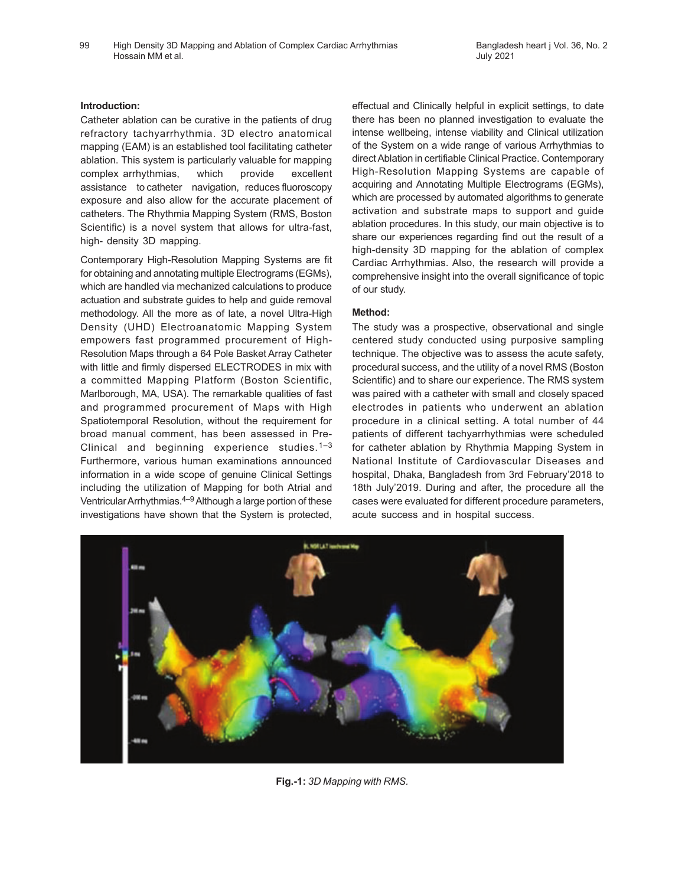### Introduction:

Catheter ablation can be curative in the patients of drug refractory tachyarrhythmia. 3D electro anatomical mapping (EAM) is an established tool facilitating catheter ablation. This system is particularly valuable for mapping complex arrhythmias, which provide excellent assistance to catheter navigation, reduces fluoroscopy exposure and also allow for the accurate placement of catheters. The Rhythmia Mapping System (RMS, Boston Scientific) is a novel system that allows for ultra-fast, high- density 3D mapping.

Contemporary High-Resolution Mapping Systems are fit for obtaining and annotating multiple Electrograms (EGMs), which are handled via mechanized calculations to produce actuation and substrate guides to help and guide removal methodology. All the more as of late, a novel Ultra-High Density (UHD) Electroanatomic Mapping System empowers fast programmed procurement of High-Resolution Maps through a 64 Pole Basket Array Catheter with little and firmly dispersed ELECTRODES in mix with a committed Mapping Platform (Boston Scientific, Marlborough, MA, USA). The remarkable qualities of fast and programmed procurement of Maps with High Spatiotemporal Resolution, without the requirement for broad manual comment, has been assessed in Pre-Clinical and beginning experience studies.[1–3] Furthermore, various human examinations announced information in a wide scope of genuine Clinical Settings including the utilization of Mapping for both Atrial and Ventricular Arrhythmias.[4–9] Although a large portion of these investigations have shown that the System is protected, effectual and Clinically helpful in explicit settings, to date there has been no planned investigation to evaluate the intense wellbeing, intense viability and Clinical utilization of the System on a wide range of various Arrhythmias to direct Ablation in certifiable Clinical Practice. Contemporary High-Resolution Mapping Systems are capable of acquiring and Annotating Multiple Electrograms (EGMs), which are processed by automated algorithms to generate activation and substrate maps to support and guide ablation procedures. In this study, our main objective is to share our experiences regarding find out the result of a high-density 3D mapping for the ablation of complex Cardiac Arrhythmias. Also, the research will provide a comprehensive insight into the overall significance of topic of our study.

### Method:

The study was a prospective, observational and single centered study conducted using purposive sampling technique. The objective was to assess the acute safety, procedural success, and the utility of a novel RMS (Boston Scientific) and to share our experience. The RMS system was paired with a catheter with small and closely spaced electrodes in patients who underwent an ablation procedure in a clinical setting. A total number of 44 patients of different tachyarrhythmias were scheduled for catheter ablation by Rhythmia Mapping System in National Institute of Cardiovascular Diseases and hospital, Dhaka, Bangladesh from 3rd February'2018 to 18th July'2019. During and after, the procedure all the cases were evaluated for different procedure parameters, acute success and in hospital success.

**Fig.-1:** *3D Mapping with RMS.*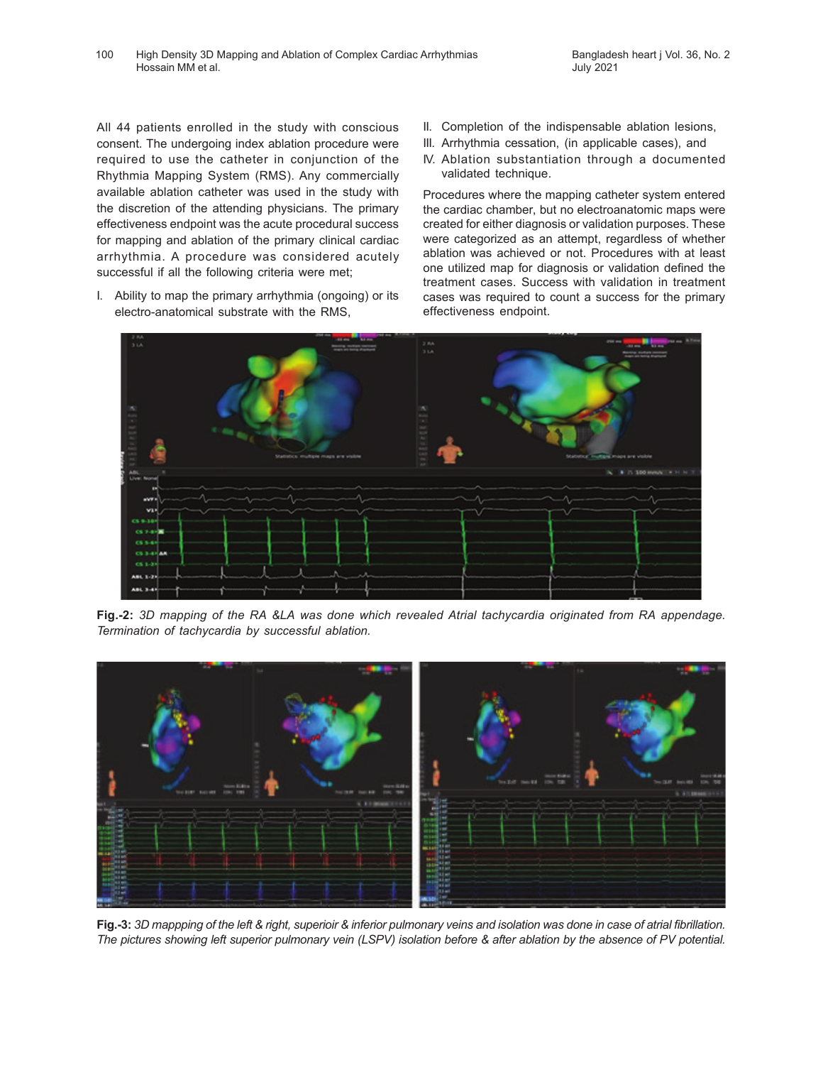All 44 patients enrolled in the study with conscious consent. The undergoing index ablation procedure were required to use the catheter in conjunction of the Rhythmia Mapping System (RMS). Any commercially available ablation catheter was used in the study with the discretion of the attending physicians. The primary effectiveness endpoint was the acute procedural success for mapping and ablation of the primary clinical cardiac arrhythmia. A procedure was considered acutely successful if all the following criteria were met;

I. Ability to map the primary arrhythmia (ongoing) or its electro-anatomical substrate with the RMS,
II. Completion of the indispensable ablation lesions,
III. Arrhythmia cessation, (in applicable cases), and
IV. Ablation substantiation through a documented validated technique.

Procedures where the mapping catheter system entered the cardiac chamber, but no electroanatomic maps were created for either diagnosis or validation purposes. These were categorized as an attempt, regardless of whether ablation was achieved or not. Procedures with at least one utilized map for diagnosis or validation defined the treatment cases. Success with validation in treatment cases was required to count a success for the primary effectiveness endpoint.

**Fig.-2:** *3D mapping of the RA &LA was done which revealed Atrial tachycardia originated from RA appendage. Termination of tachycardia by successful ablation.*

**Fig.-3:** *3D mappping of the left & right, superioir & inferior pulmonary veins and isolation was done in case of atrial fibrillation. The pictures showing left superior pulmonary vein (LSPV) isolation before & after ablation by the absence of PV potential.*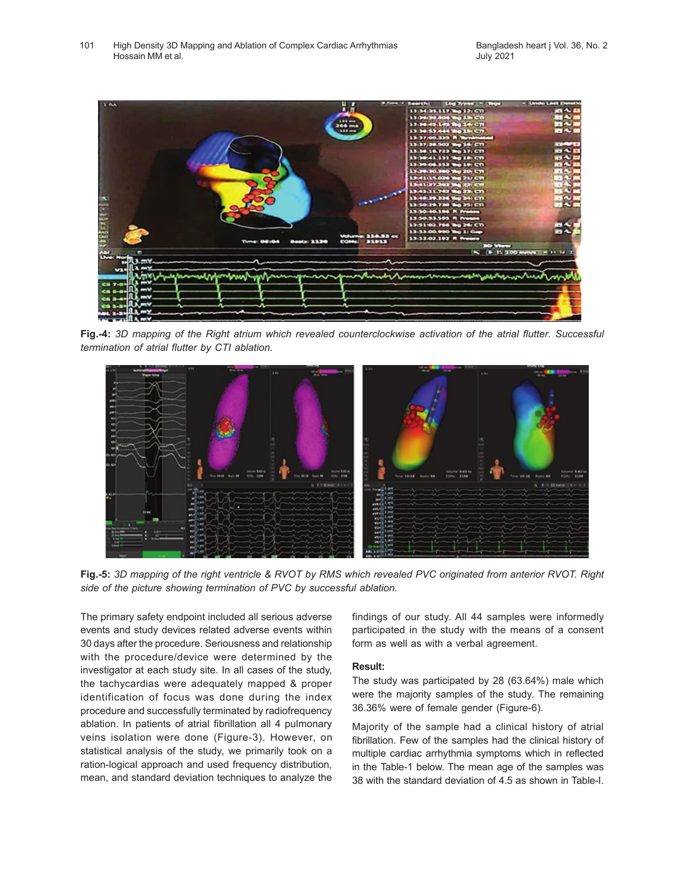**Fig.-4:** *3D mapping of the Right atrium which revealed counterclockwise activation of the atrial flutter. Successful termination of atrial flutter by CTI ablation.*

**Fig.-5:** *3D mapping of the right ventricle & RVOT by RMS which revealed PVC originated from anterior RVOT. Right side of the picture showing termination of PVC by successful ablation.*

The primary safety endpoint included all serious adverse events and study devices related adverse events within 30 days after the procedure. Seriousness and relationship with the procedure/device were determined by the investigator at each study site. In all cases of the study, the tachycardias were adequately mapped & proper identification of focus was done during the index procedure and successfully terminated by radiofrequency ablation. In patients of atrial fibrillation all 4 pulmonary veins isolation were done (Figure-3). However, on statistical analysis of the study, we primarily took on a ration-logical approach and used frequency distribution, mean, and standard deviation techniques to analyze the findings of our study. All 44 samples were informedly participated in the study with the means of a consent form as well as with a verbal agreement.

**Result:**

The study was participated by 28 (63.64%) male which were the majority samples of the study. The remaining 36.36% were of female gender (Figure-6).

Majority of the sample had a clinical history of atrial fibrillation. Few of the samples had the clinical history of multiple cardiac arrhythmia symptoms which in reflected in the Table-1 below. The mean age of the samples was 38 with the standard deviation of 4.5 as shown in Table-I.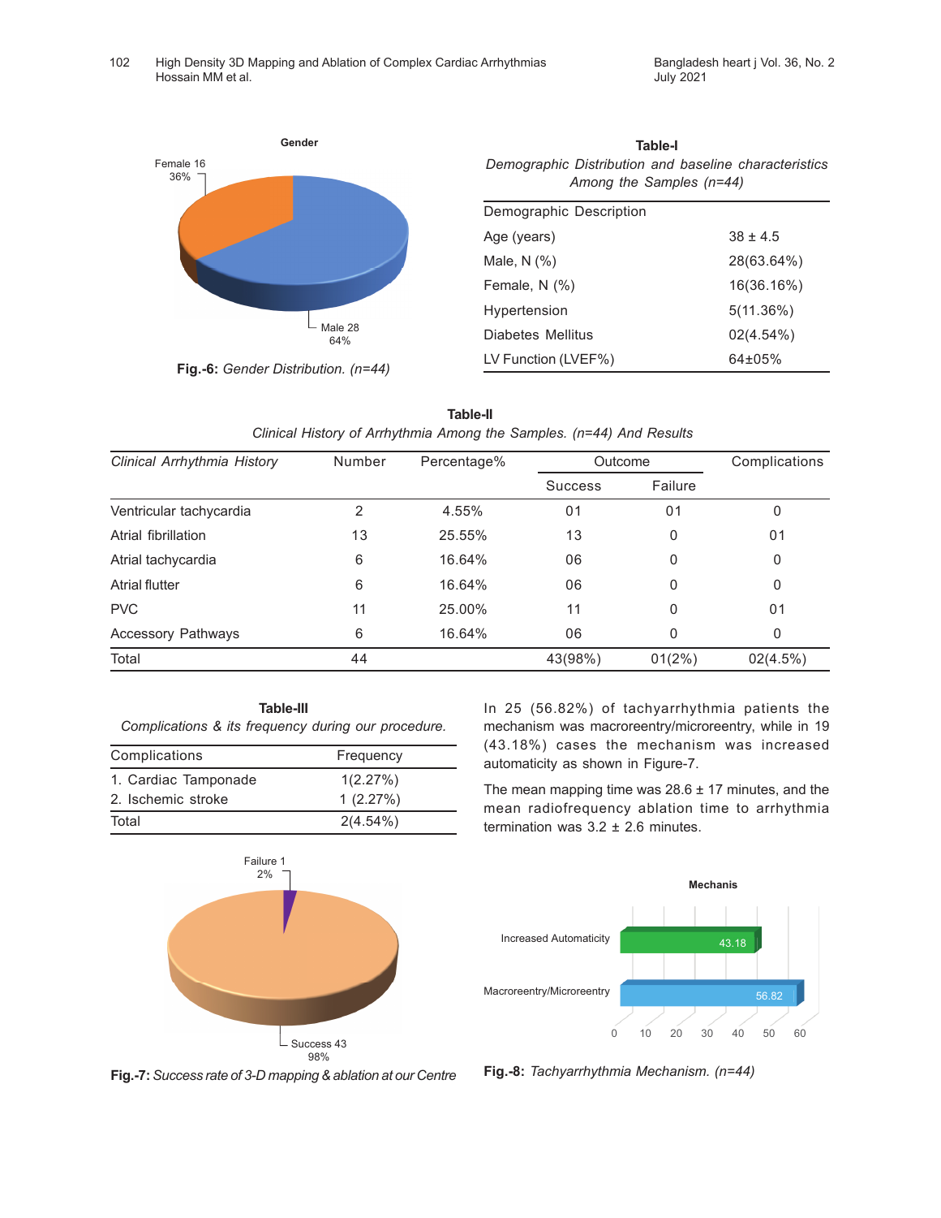Fig.-6: *Gender Distribution. (n=44)*

**Table-I**

*Demographic Distribution and baseline characteristics Among the Samples (n=44)*

| Demographic Description | |
|---|---|
| Age (years) | 38 ± 4.5 |
| Male, N (%) | 28(63.64%) |
| Female, N (%) | 16(36.16%) |
| Hypertension | 5(11.36%) |
| Diabetes Mellitus | 02(4.54%) |
| LV Function (LVEF%) | 64±05% |

**Table-II**

*Clinical History of Arrhythmia Among the Samples. (n=44) And Results*

| *Clinical Arrhythmia History* | Number | Percentage% | Outcome | | Complications |
|---|---|---|---|---|---|
| | | | Success | Failure | |
| Ventricular tachycardia | 2 | 4.55% | 01 | 01 | 0 |
| Atrial fibrillation | 13 | 25.55% | 13 | 0 | 01 |
| Atrial tachycardia | 6 | 16.64% | 06 | 0 | 0 |
| Atrial flutter | 6 | 16.64% | 06 | 0 | 0 |
| PVC | 11 | 25.00% | 11 | 0 | 01 |
| Accessory Pathways | 6 | 16.64% | 06 | 0 | 0 |
| Total | 44 | | 43(98%) | 01(2%) | 02(4.5%) |

**Table-III**

*Complications & its frequency during our procedure.*

| Complications | Frequency |
|---|---|
| 1. Cardiac Tamponade | 1(2.27%) |
| 2. Ischemic stroke | 1 (2.27%) |
| Total | 2(4.54%) |

Fig.-7: *Success rate of 3-D mapping & ablation at our Centre*

In 25 (56.82%) of tachyarrhythmia patients the mechanism was macroreentry/microreentry, while in 19 (43.18%) cases the mechanism was increased automaticity as shown in Figure-7.

The mean mapping time was 28.6 ± 17 minutes, and the mean radiofrequency ablation time to arrhythmia termination was 3.2 ± 2.6 minutes.

Fig.-8: *Tachyarrhythmia Mechanism. (n=44)*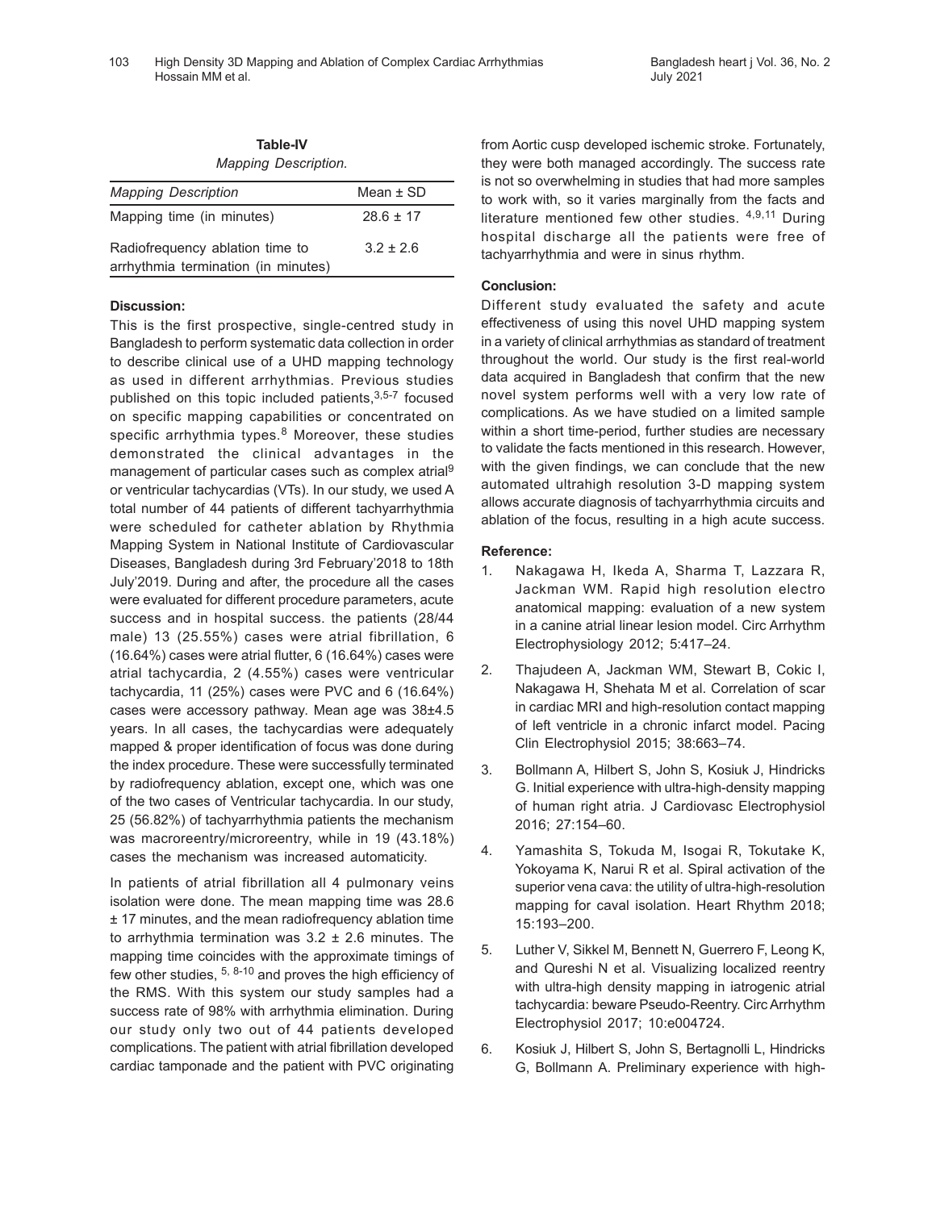**Table-IV**

*Mapping Description.*

| *Mapping Description* | Mean ± SD |
| --- | --- |
| Mapping time (in minutes) | 28.6 ± 17 |
| Radiofrequency ablation time to arrhythmia termination (in minutes) | 3.2 ± 2.6 |

**Discussion:**

This is the first prospective, single-centred study in Bangladesh to perform systematic data collection in order to describe clinical use of a UHD mapping technology as used in different arrhythmias. Previous studies published on this topic included patients,[3,5-7] focused on specific mapping capabilities or concentrated on specific arrhythmia types.[8] Moreover, these studies demonstrated the clinical advantages in the management of particular cases such as complex atrial[9] or ventricular tachycardias (VTs). In our study, we used A total number of 44 patients of different tachyarrhythmia were scheduled for catheter ablation by Rhythmia Mapping System in National Institute of Cardiovascular Diseases, Bangladesh during 3rd February'2018 to 18th July'2019. During and after, the procedure all the cases were evaluated for different procedure parameters, acute success and in hospital success. the patients (28/44 male) 13 (25.55%) cases were atrial fibrillation, 6 (16.64%) cases were atrial flutter, 6 (16.64%) cases were atrial tachycardia, 2 (4.55%) cases were ventricular tachycardia, 11 (25%) cases were PVC and 6 (16.64%) cases were accessory pathway. Mean age was 38±4.5 years. In all cases, the tachycardias were adequately mapped & proper identification of focus was done during the index procedure. These were successfully terminated by radiofrequency ablation, except one, which was one of the two cases of Ventricular tachycardia. In our study, 25 (56.82%) of tachyarrhythmia patients the mechanism was macroreentry/microreentry, while in 19 (43.18%) cases the mechanism was increased automaticity.

In patients of atrial fibrillation all 4 pulmonary veins isolation were done. The mean mapping time was 28.6 ± 17 minutes, and the mean radiofrequency ablation time to arrhythmia termination was 3.2 ± 2.6 minutes. The mapping time coincides with the approximate timings of few other studies, [5, 8-10] and proves the high efficiency of the RMS. With this system our study samples had a success rate of 98% with arrhythmia elimination. During our study only two out of 44 patients developed complications. The patient with atrial fibrillation developed cardiac tamponade and the patient with PVC originating from Aortic cusp developed ischemic stroke. Fortunately, they were both managed accordingly. The success rate is not so overwhelming in studies that had more samples to work with, so it varies marginally from the facts and literature mentioned few other studies. [4,9,11] During hospital discharge all the patients were free of tachyarrhythmia and were in sinus rhythm.

**Conclusion:**

Different study evaluated the safety and acute effectiveness of using this novel UHD mapping system in a variety of clinical arrhythmias as standard of treatment throughout the world. Our study is the first real-world data acquired in Bangladesh that confirm that the new novel system performs well with a very low rate of complications. As we have studied on a limited sample within a short time-period, further studies are necessary to validate the facts mentioned in this research. However, with the given findings, we can conclude that the new automated ultrahigh resolution 3-D mapping system allows accurate diagnosis of tachyarrhythmia circuits and ablation of the focus, resulting in a high acute success.

**Reference:**

1. Nakagawa H, Ikeda A, Sharma T, Lazzara R, Jackman WM. Rapid high resolution electro anatomical mapping: evaluation of a new system in a canine atrial linear lesion model. Circ Arrhythm Electrophysiology 2012; 5:417–24.
2. Thajudeen A, Jackman WM, Stewart B, Cokic I, Nakagawa H, Shehata M et al. Correlation of scar in cardiac MRI and high-resolution contact mapping of left ventricle in a chronic infarct model. Pacing Clin Electrophysiol 2015; 38:663–74.
3. Bollmann A, Hilbert S, John S, Kosiuk J, Hindricks G. Initial experience with ultra-high-density mapping of human right atria. J Cardiovasc Electrophysiol 2016; 27:154–60.
4. Yamashita S, Tokuda M, Isogai R, Tokutake K, Yokoyama K, Narui R et al. Spiral activation of the superior vena cava: the utility of ultra-high-resolution mapping for caval isolation. Heart Rhythm 2018; 15:193–200.
5. Luther V, Sikkel M, Bennett N, Guerrero F, Leong K, and Qureshi N et al. Visualizing localized reentry with ultra-high density mapping in iatrogenic atrial tachycardia: beware Pseudo-Reentry. Circ Arrhythm Electrophysiol 2017; 10:e004724.
6. Kosiuk J, Hilbert S, John S, Bertagnolli L, Hindricks G, Bollmann A. Preliminary experience with high-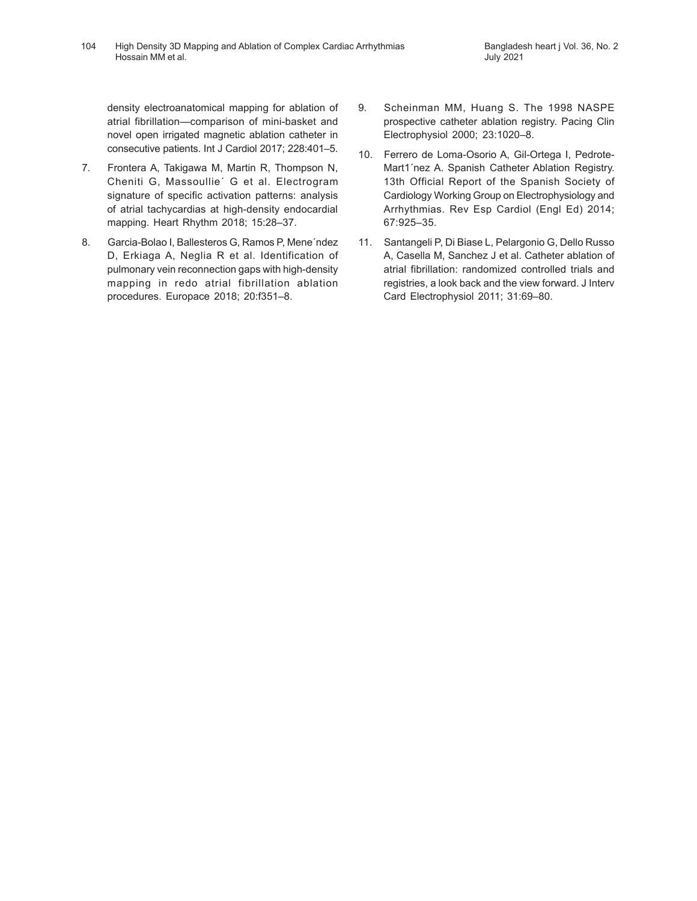density electroanatomical mapping for ablation of atrial fibrillation—comparison of mini-basket and novel open irrigated magnetic ablation catheter in consecutive patients. Int J Cardiol 2017; 228:401–5.

7. Frontera A, Takigawa M, Martin R, Thompson N, Cheniti G, Massoullie´ G et al. Electrogram signature of specific activation patterns: analysis of atrial tachycardias at high-density endocardial mapping. Heart Rhythm 2018; 15:28–37.

8. Garcia-Bolao I, Ballesteros G, Ramos P, Mene´ndez D, Erkiaga A, Neglia R et al. Identification of pulmonary vein reconnection gaps with high-density mapping in redo atrial fibrillation ablation procedures. Europace 2018; 20:f351–8.

9. Scheinman MM, Huang S. The 1998 NASPE prospective catheter ablation registry. Pacing Clin Electrophysiol 2000; 23:1020–8.

10. Ferrero de Loma-Osorio A, Gil-Ortega I, Pedrote-Mart1´nez A. Spanish Catheter Ablation Registry. 13th Official Report of the Spanish Society of Cardiology Working Group on Electrophysiology and Arrhythmias. Rev Esp Cardiol (Engl Ed) 2014; 67:925–35.

11. Santangeli P, Di Biase L, Pelargonio G, Dello Russo A, Casella M, Sanchez J et al. Catheter ablation of atrial fibrillation: randomized controlled trials and registries, a look back and the view forward. J Interv Card Electrophysiol 2011; 31:69–80.